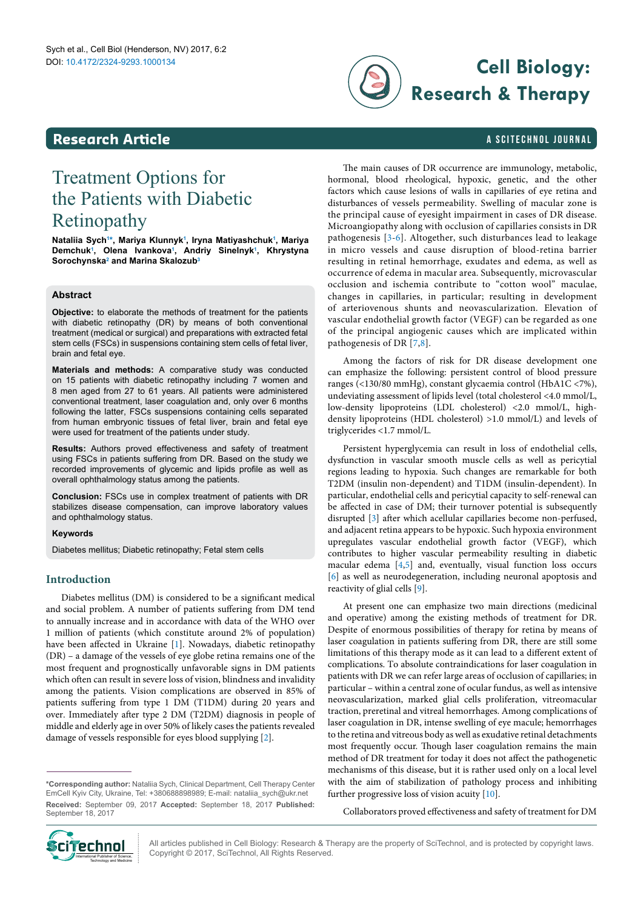# Treatment Options for the Patients with Diabetic Retinopathy

**Nataliia Sych[1*], Mariya Klunnyk[1], Iryna Matiyashchuk[1], Mariya Demchuk[1], Olena Ivankova[1], Andriy Sinelnyk[1], Khrystyna Sorochynska[2] and Marina Skalozub[3]**

## Abstract

**Objective:** to elaborate the methods of treatment for the patients with diabetic retinopathy (DR) by means of both conventional treatment (medical or surgical) and preparations with extracted fetal stem cells (FSCs) in suspensions containing stem cells of fetal liver, brain and fetal eye.

**Materials and methods:** A comparative study was conducted on 15 patients with diabetic retinopathy including 7 women and 8 men aged from 27 to 61 years. All patients were administered conventional treatment, laser coagulation and, only over 6 months following the latter, FSCs suspensions containing cells separated from human embryonic tissues of fetal liver, brain and fetal eye were used for treatment of the patients under study.

**Results:** Authors proved effectiveness and safety of treatment using FSCs in patients suffering from DR. Based on the study we recorded improvements of glycemic and lipids profile as well as overall ophthalmology status among the patients.

**Conclusion:** FSCs use in complex treatment of patients with DR stabilizes disease compensation, can improve laboratory values and ophthalmology status.

**Keywords**

Diabetes mellitus; Diabetic retinopathy; Fetal stem cells

## Introduction

Diabetes mellitus (DM) is considered to be a significant medical and social problem. A number of patients suffering from DM tend to annually increase and in accordance with data of the WHO over 1 million of patients (which constitute around 2% of population) have been affected in Ukraine [1]. Nowadays, diabetic retinopathy (DR) – a damage of the vessels of eye globe retina remains one of the most frequent and prognostically unfavorable signs in DM patients which often can result in severe loss of vision, blindness and invalidity among the patients. Vision complications are observed in 85% of patients suffering from type 1 DM (T1DM) during 20 years and over. Immediately after type 2 DM (T2DM) diagnosis in people of middle and elderly age in over 50% of likely cases the patients revealed damage of vessels responsible for eyes blood supplying [2].

The main causes of DR occurrence are immunology, metabolic, hormonal, blood rheological, hypoxic, genetic, and the other factors which cause lesions of walls in capillaries of eye retina and disturbances of vessels permeability. Swelling of macular zone is the principal cause of eyesight impairment in cases of DR disease. Microangiopathy along with occlusion of capillaries consists in DR pathogenesis [3-6]. Altogether, such disturbances lead to leakage in micro vessels and cause disruption of blood-retina barrier resulting in retinal hemorrhage, exudates and edema, as well as occurrence of edema in macular area. Subsequently, microvascular occlusion and ischemia contribute to "cotton wool" maculae, changes in capillaries, in particular; resulting in development of arteriovenous shunts and neovascularization. Elevation of vascular endothelial growth factor (VEGF) can be regarded as one of the principal angiogenic causes which are implicated within pathogenesis of DR [7,8].

Among the factors of risk for DR disease development one can emphasize the following: persistent control of blood pressure ranges (<130/80 mmHg), constant glycaemia control (HbA1C <7%), undeviating assessment of lipids level (total cholesterol <4.0 mmol/L, low-density lipoproteins (LDL cholesterol) <2.0 mmol/L, high-density lipoproteins (HDL cholesterol) >1.0 mmol/L) and levels of triglycerides <1.7 mmol/L.

Persistent hyperglycemia can result in loss of endothelial cells, dysfunction in vascular smooth muscle cells as well as pericytial regions leading to hypoxia. Such changes are remarkable for both T2DM (insulin non-dependent) and T1DM (insulin-dependent). In particular, endothelial cells and pericytial capacity to self-renewal can be affected in case of DM; their turnover potential is subsequently disrupted [3] after which acellular capillaries become non-perfused, and adjacent retina appears to be hypoxic. Such hypoxia environment upregulates vascular endothelial growth factor (VEGF), which contributes to higher vascular permeability resulting in diabetic macular edema [4,5] and, eventually, visual function loss occurs [6] as well as neurodegeneration, including neuronal apoptosis and reactivity of glial cells [9].

At present one can emphasize two main directions (medicinal and operative) among the existing methods of treatment for DR. Despite of enormous possibilities of therapy for retina by means of laser coagulation in patients suffering from DR, there are still some limitations of this therapy mode as it can lead to a different extent of complications. To absolute contraindications for laser coagulation in patients with DR we can refer large areas of occlusion of capillaries; in particular – within a central zone of ocular fundus, as well as intensive neovascularization, marked glial cells proliferation, vitreomacular traction, preretinal and vitreal hemorrhages. Among complications of laser coagulation in DR, intense swelling of eye macule; hemorrhages to the retina and vitreous body as well as exudative retinal detachments most frequently occur. Though laser coagulation remains the main method of DR treatment for today it does not affect the pathogenetic mechanisms of this disease, but it is rather used only on a local level with the aim of stabilization of pathology process and inhibiting further progressive loss of vision acuity [10].

Collaborators proved effectiveness and safety of treatment for DM

***Corresponding author:** Nataliia Sych, Clinical Department, Cell Therapy Center EmCell Kyiv City, Ukraine, Tel: +380688898989; E-mail: nataliia_sych@ukr.net

**Received:** September 09, 2017 **Accepted:** September 18, 2017 **Published:** September 18, 2017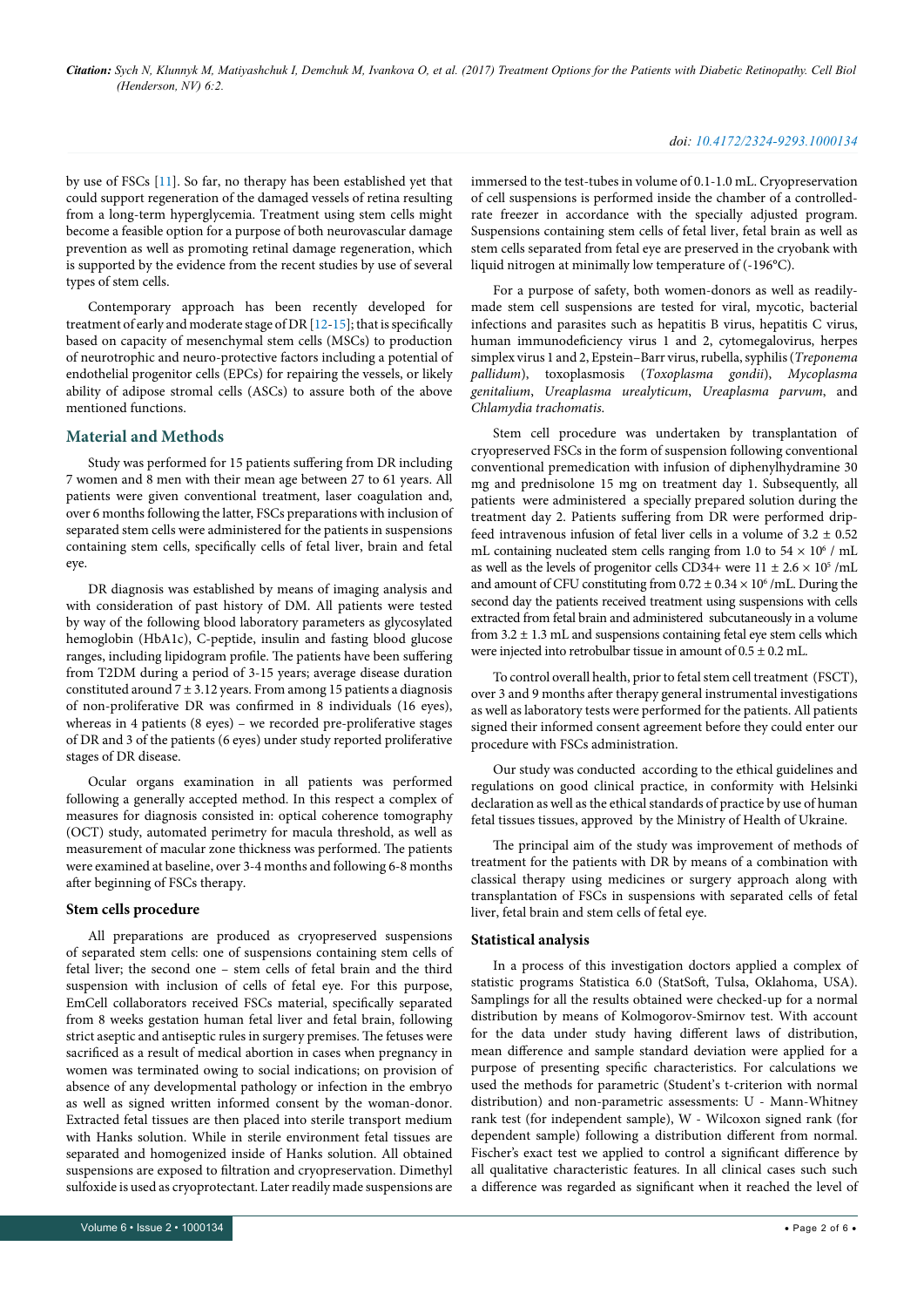by use of FSCs [11]. So far, no therapy has been established yet that could support regeneration of the damaged vessels of retina resulting from a long-term hyperglycemia. Treatment using stem cells might become a feasible option for a purpose of both neurovascular damage prevention as well as promoting retinal damage regeneration, which is supported by the evidence from the recent studies by use of several types of stem cells.

Contemporary approach has been recently developed for treatment of early and moderate stage of DR [12-15]; that is specifically based on capacity of mesenchymal stem cells (MSCs) to production of neurotrophic and neuro-protective factors including a potential of endothelial progenitor cells (EPCs) for repairing the vessels, or likely ability of adipose stromal cells (ASCs) to assure both of the above mentioned functions.

## Material and Methods

Study was performed for 15 patients suffering from DR including 7 women and 8 men with their mean age between 27 to 61 years. All patients were given conventional treatment, laser coagulation and, over 6 months following the latter, FSCs preparations with inclusion of separated stem cells were administered for the patients in suspensions containing stem cells, specifically cells of fetal liver, brain and fetal eye.

DR diagnosis was established by means of imaging analysis and with consideration of past history of DM. All patients were tested by way of the following blood laboratory parameters as glycosylated hemoglobin (HbA1c), C-peptide, insulin and fasting blood glucose ranges, including lipidogram profile. The patients have been suffering from T2DM during a period of 3-15 years; average disease duration constituted around 7 ± 3.12 years. From among 15 patients a diagnosis of non-proliferative DR was confirmed in 8 individuals (16 eyes), whereas in 4 patients (8 eyes) – we recorded pre-proliferative stages of DR and 3 of the patients (6 eyes) under study reported proliferative stages of DR disease.

Ocular organs examination in all patients was performed following a generally accepted method. In this respect a complex of measures for diagnosis consisted in: optical coherence tomography (OCT) study, automated perimetry for macula threshold, as well as measurement of macular zone thickness was performed. The patients were examined at baseline, over 3-4 months and following 6-8 months after beginning of FSCs therapy.

### Stem cells procedure

All preparations are produced as cryopreserved suspensions of separated stem cells: one of suspensions containing stem cells of fetal liver; the second one – stem cells of fetal brain and the third suspension with inclusion of cells of fetal eye. For this purpose, EmCell collaborators received FSCs material, specifically separated from 8 weeks gestation human fetal liver and fetal brain, following strict aseptic and antiseptic rules in surgery premises. The fetuses were sacrificed as a result of medical abortion in cases when pregnancy in women was terminated owing to social indications; on provision of absence of any developmental pathology or infection in the embryo as well as signed written informed consent by the woman-donor. Extracted fetal tissues are then placed into sterile transport medium with Hanks solution. While in sterile environment fetal tissues are separated and homogenized inside of Hanks solution. All obtained suspensions are exposed to filtration and cryopreservation. Dimethyl sulfoxide is used as cryoprotectant. Later readily made suspensions are immersed to the test-tubes in volume of 0.1-1.0 mL. Cryopreservation of cell suspensions is performed inside the chamber of a controlled-rate freezer in accordance with the specially adjusted program. Suspensions containing stem cells of fetal liver, fetal brain as well as stem cells separated from fetal eye are preserved in the cryobank with liquid nitrogen at minimally low temperature of (-196°C).

For a purpose of safety, both women-donors as well as readily-made stem cell suspensions are tested for viral, mycotic, bacterial infections and parasites such as hepatitis B virus, hepatitis C virus, human immunodeficiency virus 1 and 2, cytomegalovirus, herpes simplex virus 1 and 2, Epstein–Barr virus, rubella, syphilis (*Treponema pallidum*), toxoplasmosis (*Toxoplasma gondii*), *Mycoplasma genitalium*, *Ureaplasma urealyticum*, *Ureaplasma parvum*, and *Chlamydia trachomatis*.

Stem cell procedure was undertaken by transplantation of cryopreserved FSCs in the form of suspension following conventional conventional premedication with infusion of diphenylhydramine 30 mg and prednisolone 15 mg on treatment day 1. Subsequently, all patients were administered a specially prepared solution during the treatment day 2. Patients suffering from DR were performed drip-feed intravenous infusion of fetal liver cells in a volume of 3.2 ± 0.52 mL containing nucleated stem cells ranging from 1.0 to 54 × $10^6$ / mL as well as the levels of progenitor cells CD34+ were 11 ± 2.6 × $10^5$ /mL and amount of CFU constituting from 0.72 ± 0.34 × $10^6$ /mL. During the second day the patients received treatment using suspensions with cells extracted from fetal brain and administered subcutaneously in a volume from 3.2 ± 1.3 mL and suspensions containing fetal eye stem cells which were injected into retrobulbar tissue in amount of 0.5 ± 0.2 mL.

To control overall health, prior to fetal stem cell treatment (FSCT), over 3 and 9 months after therapy general instrumental investigations as well as laboratory tests were performed for the patients. All patients signed their informed consent agreement before they could enter our procedure with FSCs administration.

Our study was conducted according to the ethical guidelines and regulations on good clinical practice, in conformity with Helsinki declaration as well as the ethical standards of practice by use of human fetal tissues tissues, approved by the Ministry of Health of Ukraine.

The principal aim of the study was improvement of methods of treatment for the patients with DR by means of a combination with classical therapy using medicines or surgery approach along with transplantation of FSCs in suspensions with separated cells of fetal liver, fetal brain and stem cells of fetal eye.

### Statistical analysis

In a process of this investigation doctors applied a complex of statistic programs Statistica 6.0 (StatSoft, Tulsa, Oklahoma, USA). Samplings for all the results obtained were checked-up for a normal distribution by means of Kolmogorov-Smirnov test. With account for the data under study having different laws of distribution, mean difference and sample standard deviation were applied for a purpose of presenting specific characteristics. For calculations we used the methods for parametric (Student's t-criterion with normal distribution) and non-parametric assessments: U - Mann-Whitney rank test (for independent sample), W - Wilcoxon signed rank (for dependent sample) following a distribution different from normal. Fischer's exact test we applied to control a significant difference by all qualitative characteristic features. In all clinical cases such such a difference was regarded as significant when it reached the level of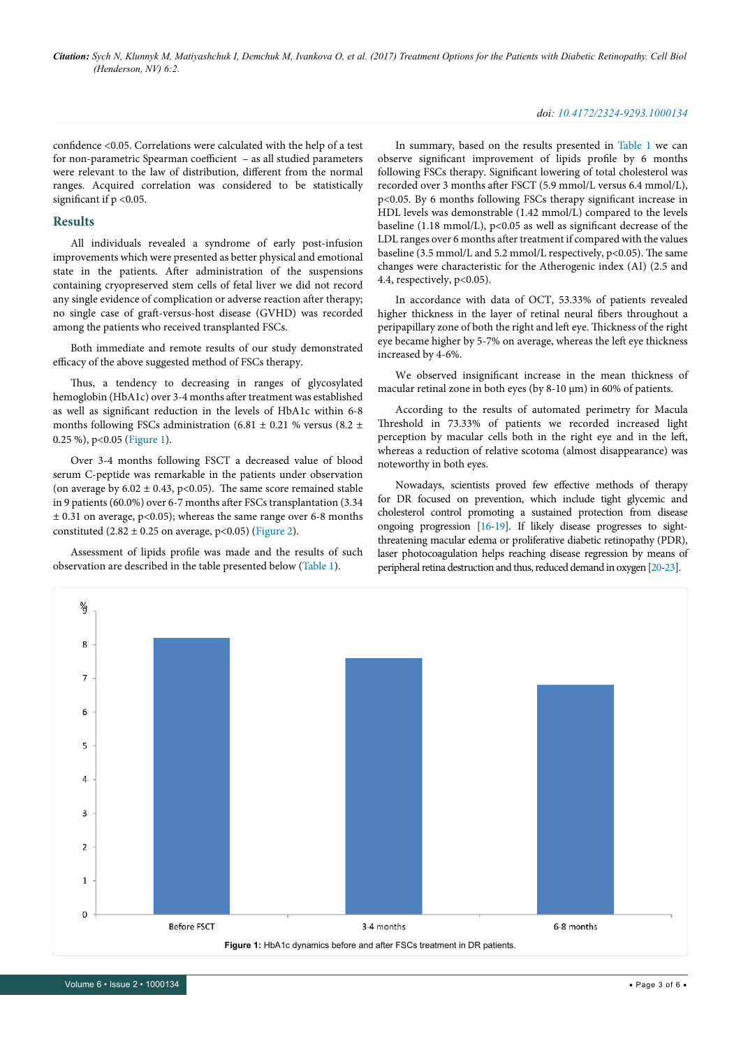confidence <0.05. Correlations were calculated with the help of a test for non-parametric Spearman coefficient – as all studied parameters were relevant to the law of distribution, different from the normal ranges. Acquired correlation was considered to be statistically significant if $p < 0.05$.

## Results

All individuals revealed a syndrome of early post-infusion improvements which were presented as better physical and emotional state in the patients. After administration of the suspensions containing cryopreserved stem cells of fetal liver we did not record any single evidence of complication or adverse reaction after therapy; no single case of graft-versus-host disease (GVHD) was recorded among the patients who received transplanted FSCs.

Both immediate and remote results of our study demonstrated efficacy of the above suggested method of FSCs therapy.

Thus, a tendency to decreasing in ranges of glycosylated hemoglobin (HbA1c) over 3-4 months after treatment was established as well as significant reduction in the levels of HbA1c within 6-8 months following FSCs administration (6.81 ± 0.21 % versus (8.2 ± 0.25 %), $p < 0.05$ (Figure 1).

Over 3-4 months following FSCT a decreased value of blood serum C-peptide was remarkable in the patients under observation (on average by 6.02 ± 0.43, $p < 0.05$). The same score remained stable in 9 patients (60.0%) over 6-7 months after FSCs transplantation (3.34 ± 0.31 on average, $p < 0.05$); whereas the same range over 6-8 months constituted (2.82 ± 0.25 on average, $p < 0.05$) (Figure 2).

Assessment of lipids profile was made and the results of such observation are described in the table presented below (Table 1).

In summary, based on the results presented in Table 1 we can observe significant improvement of lipids profile by 6 months following FSCs therapy. Significant lowering of total cholesterol was recorded over 3 months after FSCT (5.9 mmol/L versus 6.4 mmol/L), $p < 0.05$. By 6 months following FSCs therapy significant increase in HDL levels was demonstrable (1.42 mmol/L) compared to the levels baseline (1.18 mmol/L), $p < 0.05$ as well as significant decrease of the LDL ranges over 6 months after treatment if compared with the values baseline (3.5 mmol/L and 5.2 mmol/L respectively, $p < 0.05$). The same changes were characteristic for the Atherogenic index (AI) (2.5 and 4.4, respectively, $p < 0.05$).

In accordance with data of OCT, 53.33% of patients revealed higher thickness in the layer of retinal neural fibers throughout a peripapillary zone of both the right and left eye. Thickness of the right eye became higher by 5-7% on average, whereas the left eye thickness increased by 4-6%.

We observed insignificant increase in the mean thickness of macular retinal zone in both eyes (by 8-10 µm) in 60% of patients.

According to the results of automated perimetry for Macula Threshold in 73.33% of patients we recorded increased light perception by macular cells both in the right eye and in the left, whereas a reduction of relative scotoma (almost disappearance) was noteworthy in both eyes.

Nowadays, scientists proved few effective methods of therapy for DR focused on prevention, which include tight glycemic and cholesterol control promoting a sustained protection from disease ongoing progression [16-19]. If likely disease progresses to sight-threatening macular edema or proliferative diabetic retinopathy (PDR), laser photocoagulation helps reaching disease regression by means of peripheral retina destruction and thus, reduced demand in oxygen [20-23].

**Figure 1:** HbA1c dynamics before and after FSCs treatment in DR patients.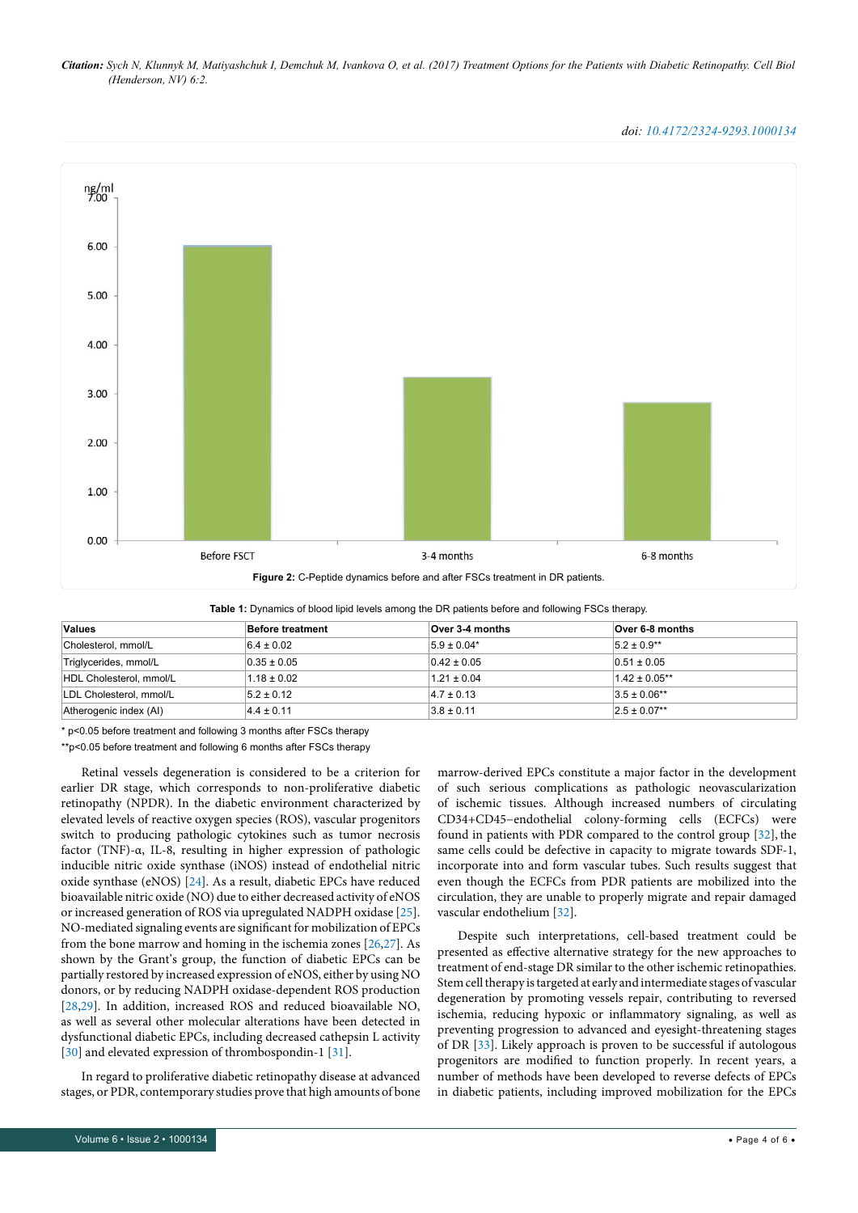Figure 2: C-Peptide dynamics before and after FSCs treatment in DR patients.

Table 1: Dynamics of blood lipid levels among the DR patients before and following FSCs therapy.

| Values | Before treatment | Over 3-4 months | Over 6-8 months |
|---|---|---|---|
| Cholesterol, mmol/L | 6.4 ± 0.02 | 5.9 ± 0.04* | 5.2 ± 0.9** |
| Triglycerides, mmol/L | 0.35 ± 0.05 | 0.42 ± 0.05 | 0.51 ± 0.05 |
| HDL Cholesterol, mmol/L | 1.18 ± 0.02 | 1.21 ± 0.04 | 1.42 ± 0.05** |
| LDL Cholesterol, mmol/L | 5.2 ± 0.12 | 4.7 ± 0.13 | 3.5 ± 0.06** |
| Atherogenic index (AI) | 4.4 ± 0.11 | 3.8 ± 0.11 | 2.5 ± 0.07** |

* p<0.05 before treatment and following 3 months after FSCs therapy

**p<0.05 before treatment and following 6 months after FSCs therapy

Retinal vessels degeneration is considered to be a criterion for earlier DR stage, which corresponds to non-proliferative diabetic retinopathy (NPDR). In the diabetic environment characterized by elevated levels of reactive oxygen species (ROS), vascular progenitors switch to producing pathologic cytokines such as tumor necrosis factor (TNF)-α, IL-8, resulting in higher expression of pathologic inducible nitric oxide synthase (iNOS) instead of endothelial nitric oxide synthase (eNOS) [24]. As a result, diabetic EPCs have reduced bioavailable nitric oxide (NO) due to either decreased activity of eNOS or increased generation of ROS via upregulated NADPH oxidase [25]. NO-mediated signaling events are significant for mobilization of EPCs from the bone marrow and homing in the ischemia zones [26,27]. As shown by the Grant's group, the function of diabetic EPCs can be partially restored by increased expression of eNOS, either by using NO donors, or by reducing NADPH oxidase-dependent ROS production [28,29]. In addition, increased ROS and reduced bioavailable NO, as well as several other molecular alterations have been detected in dysfunctional diabetic EPCs, including decreased cathepsin L activity [30] and elevated expression of thrombospondin-1 [31].

In regard to proliferative diabetic retinopathy disease at advanced stages, or PDR, contemporary studies prove that high amounts of bone marrow-derived EPCs constitute a major factor in the development of such serious complications as pathologic neovascularization of ischemic tissues. Although increased numbers of circulating CD34+CD45−endothelial colony-forming cells (ECFCs) were found in patients with PDR compared to the control group [32], the same cells could be defective in capacity to migrate towards SDF-1, incorporate into and form vascular tubes. Such results suggest that even though the ECFCs from PDR patients are mobilized into the circulation, they are unable to properly migrate and repair damaged vascular endothelium [32].

Despite such interpretations, cell-based treatment could be presented as effective alternative strategy for the new approaches to treatment of end-stage DR similar to the other ischemic retinopathies. Stem cell therapy is targeted at early and intermediate stages of vascular degeneration by promoting vessels repair, contributing to reversed ischemia, reducing hypoxic or inflammatory signaling, as well as preventing progression to advanced and eyesight-threatening stages of DR [33]. Likely approach is proven to be successful if autologous progenitors are modified to function properly. In recent years, a number of methods have been developed to reverse defects of EPCs in diabetic patients, including improved mobilization for the EPCs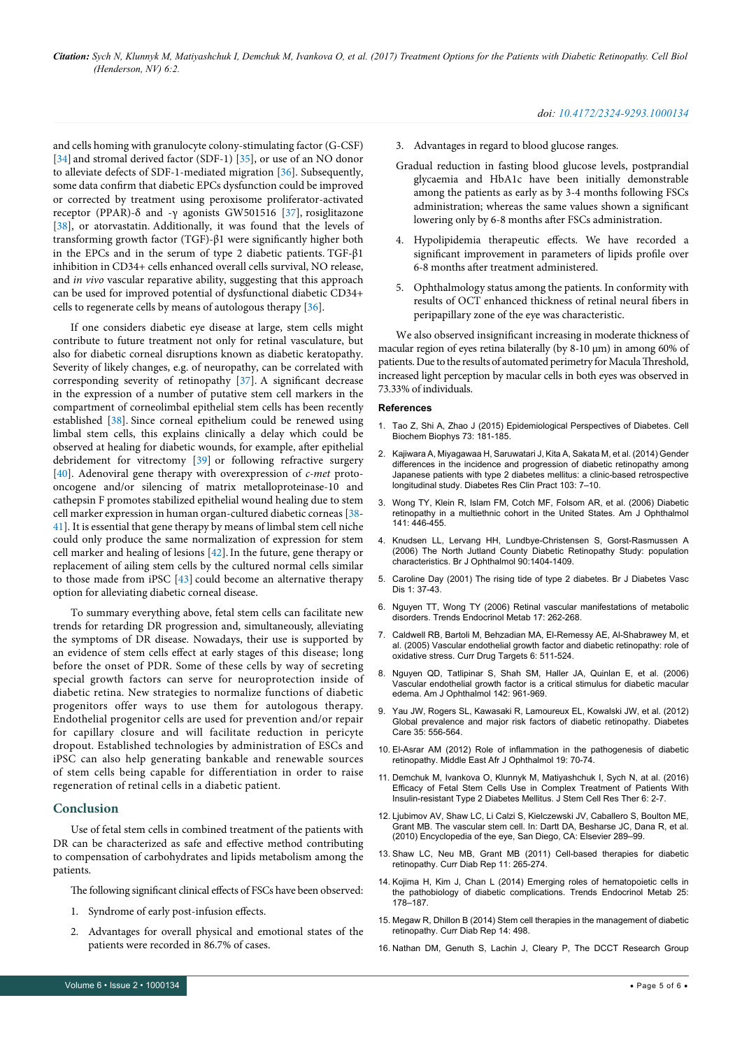and cells homing with granulocyte colony-stimulating factor (G-CSF) [34] and stromal derived factor (SDF-1) [35], or use of an NO donor to alleviate defects of SDF-1-mediated migration [36]. Subsequently, some data confirm that diabetic EPCs dysfunction could be improved or corrected by treatment using peroxisome proliferator-activated receptor (PPAR)-δ and -γ agonists GW501516 [37], rosiglitazone [38], or atorvastatin. Additionally, it was found that the levels of transforming growth factor (TGF)-β1 were significantly higher both in the EPCs and in the serum of type 2 diabetic patients. TGF-β1 inhibition in CD34+ cells enhanced overall cells survival, NO release, and *in vivo* vascular reparative ability, suggesting that this approach can be used for improved potential of dysfunctional diabetic CD34+ cells to regenerate cells by means of autologous therapy [36].

If one considers diabetic eye disease at large, stem cells might contribute to future treatment not only for retinal vasculature, but also for diabetic corneal disruptions known as diabetic keratopathy. Severity of likely changes, e.g. of neuropathy, can be correlated with corresponding severity of retinopathy [37]. A significant decrease in the expression of a number of putative stem cell markers in the compartment of corneolimbal epithelial stem cells has been recently established [38]. Since corneal epithelium could be renewed using limbal stem cells, this explains clinically a delay which could be observed at healing for diabetic wounds, for example, after epithelial debridement for vitrectomy [39] or following refractive surgery [40]. Adenoviral gene therapy with overexpression of *c-met* proto-oncogene and/or silencing of matrix metalloproteinase-10 and cathepsin F promotes stabilized epithelial wound healing due to stem cell marker expression in human organ-cultured diabetic corneas [38-41]. It is essential that gene therapy by means of limbal stem cell niche could only produce the same normalization of expression for stem cell marker and healing of lesions [42]. In the future, gene therapy or replacement of ailing stem cells by the cultured normal cells similar to those made from iPSC [43] could become an alternative therapy option for alleviating diabetic corneal disease.

To summary everything above, fetal stem cells can facilitate new trends for retarding DR progression and, simultaneously, alleviating the symptoms of DR disease. Nowadays, their use is supported by an evidence of stem cells effect at early stages of this disease; long before the onset of PDR. Some of these cells by way of secreting special growth factors can serve for neuroprotection inside of diabetic retina. New strategies to normalize functions of diabetic progenitors offer ways to use them for autologous therapy. Endothelial progenitor cells are used for prevention and/or repair for capillary closure and will facilitate reduction in pericyte dropout. Established technologies by administration of ESCs and iPSC can also help generating bankable and renewable sources of stem cells being capable for differentiation in order to raise regeneration of retinal cells in a diabetic patient.

## Conclusion

Use of fetal stem cells in combined treatment of the patients with DR can be characterized as safe and effective method contributing to compensation of carbohydrates and lipids metabolism among the patients.

The following significant clinical effects of FSCs have been observed:

1. Syndrome of early post-infusion effects.
2. Advantages for overall physical and emotional states of the patients were recorded in 86.7% of cases.
3. Advantages in regard to blood glucose ranges.

   Gradual reduction in fasting blood glucose levels, postprandial glycaemia and HbA1c have been initially demonstrable among the patients as early as by 3-4 months following FSCs administration; whereas the same values shown a significant lowering only by 6-8 months after FSCs administration.
4. Hypolipidemia therapeutic effects. We have recorded a significant improvement in parameters of lipids profile over 6-8 months after treatment administered.
5. Ophthalmology status among the patients. In conformity with results of OCT enhanced thickness of retinal neural fibers in peripapillary zone of the eye was characteristic.

We also observed insignificant increasing in moderate thickness of macular region of eyes retina bilaterally (by 8-10 μm) in among 60% of patients. Due to the results of automated perimetry for Macula Threshold, increased light perception by macular cells in both eyes was observed in 73.33% of individuals.

### References

1. Tao Z, Shi A, Zhao J (2015) Epidemiological Perspectives of Diabetes. Cell Biochem Biophys 73: 181-185.
2. Kajiwara A, Miyagawaa H, Saruwatari J, Kita A, Sakata M, et al. (2014) Gender differences in the incidence and progression of diabetic retinopathy among Japanese patients with type 2 diabetes mellitus: a clinic-based retrospective longitudinal study. Diabetes Res Clin Pract 103: 7–10.
3. Wong TY, Klein R, Islam FM, Cotch MF, Folsom AR, et al. (2006) Diabetic retinopathy in a multiethnic cohort in the United States. Am J Ophthalmol 141: 446-455.
4. Knudsen LL, Lervang HH, Lundbye-Christensen S, Gorst-Rasmussen A (2006) The North Jutland County Diabetic Retinopathy Study: population characteristics. Br J Ophthalmol 90:1404-1409.
5. Caroline Day (2001) The rising tide of type 2 diabetes. Br J Diabetes Vasc Dis 1: 37-43.
6. Nguyen TT, Wong TY (2006) Retinal vascular manifestations of metabolic disorders. Trends Endocrinol Metab 17: 262-268.
7. Caldwell RB, Bartoli M, Behzadian MA, El-Remessy AE, Al-Shabrawey M, et al. (2005) Vascular endothelial growth factor and diabetic retinopathy: role of oxidative stress. Curr Drug Targets 6: 511-524.
8. Nguyen QD, Tatlipinar S, Shah SM, Haller JA, Quinlan E, et al. (2006) Vascular endothelial growth factor is a critical stimulus for diabetic macular edema. Am J Ophthalmol 142: 961-969.
9. Yau JW, Rogers SL, Kawasaki R, Lamoureux EL, Kowalski JW, et al. (2012) Global prevalence and major risk factors of diabetic retinopathy. Diabetes Care 35: 556-564.
10. El-Asrar AM (2012) Role of inflammation in the pathogenesis of diabetic retinopathy. Middle East Afr J Ophthalmol 19: 70-74.
11. Demchuk M, Ivankova O, Klunnyk M, Matiyashchuk I, Sych N, at al. (2016) Efficacy of Fetal Stem Cells Use in Complex Treatment of Patients With Insulin-resistant Type 2 Diabetes Mellitus. J Stem Cell Res Ther 6: 2-7.
12. Ljubimov AV, Shaw LC, Li Calzi S, Kielczewski JV, Caballero S, Boulton ME, Grant MB. The vascular stem cell. In: Dartt DA, Besharse JC, Dana R, et al. (2010) Encyclopedia of the eye, San Diego, CA: Elsevier 289–99.
13. Shaw LC, Neu MB, Grant MB (2011) Cell-based therapies for diabetic retinopathy. Curr Diab Rep 11: 265-274.
14. Kojima H, Kim J, Chan L (2014) Emerging roles of hematopoietic cells in the pathobiology of diabetic complications. Trends Endocrinol Metab 25: 178–187.
15. Megaw R, Dhillon B (2014) Stem cell therapies in the management of diabetic retinopathy. Curr Diab Rep 14: 498.
16. Nathan DM, Genuth S, Lachin J, Cleary P, The DCCT Research Group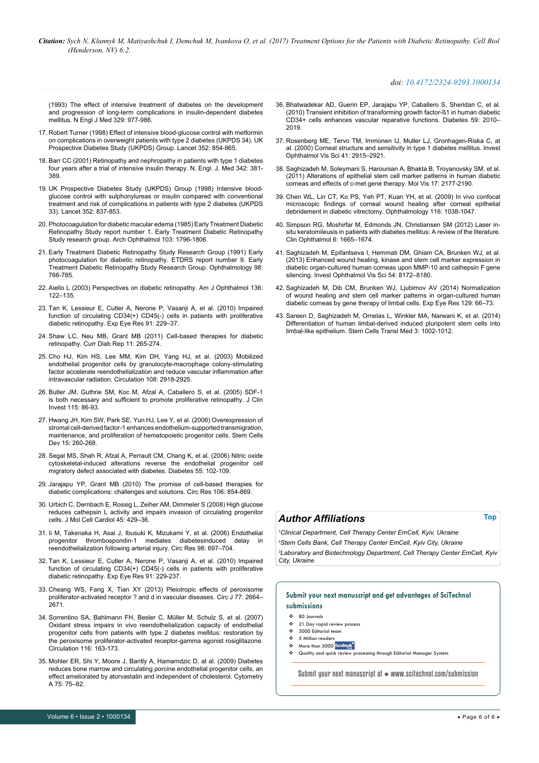(1993) The effect of intensive treatment of diabetes on the development and progression of long-term complications in insulin-dependent diabetes mellitus. N Engl J Med 329: 977-986.

17. Robert Turner (1998) Effect of intensive blood-glucose control with metformin on complications in overweight patients with type 2 diabetes (UKPDS 34). UK Prospective Diabetes Study (UKPDS) Group. Lancet 352: 854-865.

18. Barr CC (2001) Retinopathy and nephropathy in patients with type 1 diabetes four years after a trial of intensive insulin therapy. N. Engl. J. Med 342: 381-389.

19. UK Prospective Diabetes Study (UKPDS) Group (1998) Intensive blood-glucose control with sulphonylureas or insulin compared with conventional treatment and risk of complications in patients with type 2 diabetes (UKPDS 33). Lancet 352: 837-853.

20. Photocoagulation for diabetic macular edema (1985) Early Treatment Diabetic Retinopathy Study report number 1. Early Treatment Diabetic Retinopathy Study research group. Arch Ophthalmol 103: 1796-1806.

21. Early Treatment Diabetic Retinopathy Study Research Group (1991) Early photocoagulation for diabetic retinopathy. ETDRS report number 9. Early Treatment Diabetic Retinopathy Study Research Group. Ophthalmology 98: 766-785.

22. Aiello L (2003) Perspectives on diabetic retinopathy. Am J Ophthalmol 136: 122–135.

23. Tan K, Lessieur E, Cutler A, Nerone P, Vasanji A, et al. (2010) Impaired function of circulating CD34(+) CD45(-) cells in patients with proliferative diabetic retinopathy. Exp Eye Res 91: 229–37.

24. Shaw LC, Neu MB, Grant MB (2011) Cell-based therapies for diabetic retinopathy. Curr Diab Rep 11: 265-274.

25. Cho HJ, Kim HS, Lee MM, Kim DH, Yang HJ, et al. (2003) Mobilized endothelial progenitor cells by granulocyte-macrophage colony-stimulating factor accelerate reendothelialization and reduce vascular inflammation after intravascular radiation. Circulation 108: 2918-2925.

26. Butler JM, Guthrie SM, Koc M, Afzal A, Caballero S, et al. (2005) SDF-1 is both necessary and sufficient to promote proliferative retinopathy. J Clin Invest 115: 86-93.

27. Hwang JH, Kim SW, Park SE, Yun HJ, Lee Y, et al. (2006) Overexpression of stromal cell-derived factor-1 enhances endothelium-supported transmigration, maintenance, and proliferation of hematopoietic progenitor cells. Stem Cells Dev 15: 260-268.

28. Segal MS, Shah R, Afzal A, Perrault CM, Chang K, et al. (2006) Nitric oxide cytoskeletal-induced alterations reverse the endothelial progenitor cell migratory defect associated with diabetes. Diabetes 55: 102-109.

29. Jarajapu YP, Grant MB (2010) The promise of cell-based therapies for diabetic complications: challenges and solutions. Circ Res 106: 854-869.

30. Urbich C, Dernbach E, Rossig L, Zeiher AM, Dimmeler S (2008) High glucose reduces cathepsin L activity and impairs invasion of circulating progenitor cells. J Mol Cell Cardiol 45: 429–36.

31. Ii M, Takenaka H, Asai J, Ibusuki K, Mizukami Y, et al. (2006) Endothelial progenitor thrombospondin-1 mediates diabetesinduced delay in reendothelialization following arterial injury. Circ Res 98: 697–704.

32. Tan K, Lessieur E, Cutler A, Nerone P, Vasanji A, et al. (2010) Impaired function of circulating CD34(+) CD45(-) cells in patients with proliferative diabetic retinopathy. Exp Eye Res 91: 229-237.

33. Cheang WS, Fang X, Tian XY (2013) Pleiotropic effects of peroxisome proliferator-activated receptor ? and d in vascular diseases. Circ J 77: 2664–2671.

34. Sorrentino SA, Bahlmann FH, Besler C, Müller M, Schulz S, et al. (2007) Oxidant stress impairs in vivo reendothelialization capacity of endothelial progenitor cells from patients with type 2 diabetes mellitus: restoration by the peroxisome proliferator-activated receptor-gamma agonist rosiglitazone. Circulation 116: 163-173.

35. Mohler ER, Shi Y, Moore J, Bantly A, Hamamdzic D, at al. (2009) Diabetes reduces bone marrow and circulating porcine endothelial progenitor cells, an effect ameliorated by atorvastatin and independent of cholesterol. Cytometry A 75: 75–82.

36. Bhatwadekar AD, Guerin EP, Jarajapu YP, Caballero S, Sheridan C, et al. (2010) Transient inhibition of transforming growth factor-ß1 in human diabetic CD34+ cells enhances vascular reparative functions. Diabetes 59: 2010–2019.

37. Rosenberg ME, Tervo TM, Immonen IJ, Muller LJ, Gronhagen-Riska C, at al. (2000) Corneal structure and sensitivity in type 1 diabetes mellitus. Invest Ophthalmol Vis Sci 41: 2915–2921.

38. Saghizadeh M, Soleymani S, Harounian A, Bhakta B, Troyanovsky SM, et al. (2011) Alterations of epithelial stem cell marker patterns in human diabetic corneas and effects of c-met gene therapy. Mol Vis 17: 2177-2190.

39. Chen WL, Lin CT, Ko PS, Yeh PT, Kuan YH, et al. (2009) In vivo confocal microscopic findings of corneal wound healing after corneal epithelial debridement in diabetic vitrectomy. Ophthalmology 116: 1038-1047.

40. Simpson RG, Moshirfar M, Edmonds JN, Christiansen SM (2012) Laser in-situ keratomileusis in patients with diabetes mellitus: A review of the literature. Clin Ophthalmol 6: 1665–1674.

41. Saghizadeh M, Epifantseva I, Hemmati DM, Ghiam CA, Brunken WJ, et al. (2013) Enhanced wound healing, kinase and stem cell marker expression in diabetic organ-cultured human corneas upon MMP-10 and cathepsin F gene silencing. Invest Ophthalmol Vis Sci 54: 8172–8180.

42. Saghizadeh M, Dib CM, Brunken WJ, Ljubimov AV (2014) Normalization of wound healing and stem cell marker patterns in organ-cultured human diabetic corneas by gene therapy of limbal cells. Exp Eye Res 129: 66–73.

43. Sareen D, Saghizadeh M, Ornelas L, Winkler MA, Narwani K, et al. (2014) Differentiation of human limbal-derived induced pluripotent stem cells into limbal-like epithelium. Stem Cells Transl Med 3: 1002-1012.

## Author Affiliations

[1]*Clinical Department, Cell Therapy Center EmCell, Kyiv, Ukraine*

[2]*Stem Cells Bank, Cell Therapy Center EmCell, Kyiv City, Ukraine*

[3]*Laboratory and Biotechnology Department, Cell Therapy Center EmCell, Kyiv City, Ukraine*

**Submit your next manuscript and get advantages of SciTechnol submissions**

- 80 Journals
- 21 Day rapid review process
- 3000 Editorial team
- 5 Million readers
- More than 5000 facebook
- Quality and quick review processing through Editorial Manager System

Submit your next manuscript at ● www.scitechnol.com/submission